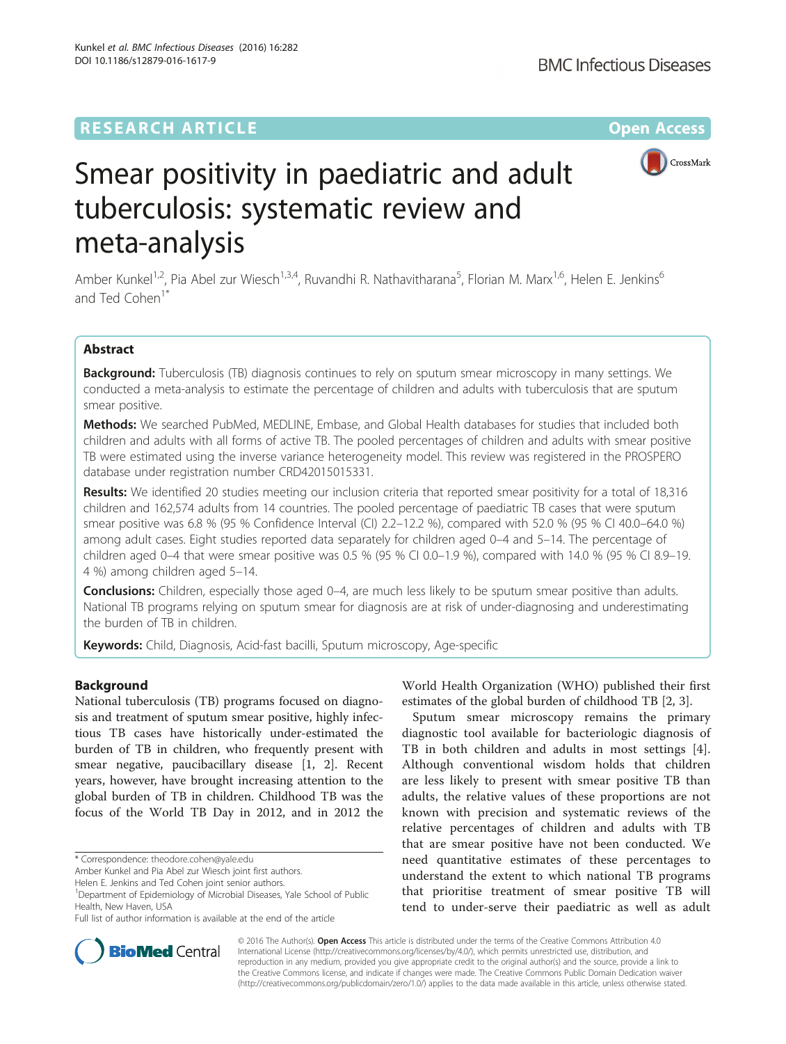RESEARCH ARTICLE

Open Access

# Smear positivity in paediatric and adult tuberculosis: systematic review and meta-analysis

Amber Kunkel[1,2], Pia Abel zur Wiesch[1,3,4], Ruvandhi R. Nathavitharana[5], Florian M. Marx[1,6], Helen E. Jenkins[6] and Ted Cohen[1*]

## Abstract

**Background:** Tuberculosis (TB) diagnosis continues to rely on sputum smear microscopy in many settings. We conducted a meta-analysis to estimate the percentage of children and adults with tuberculosis that are sputum smear positive.

**Methods:** We searched PubMed, MEDLINE, Embase, and Global Health databases for studies that included both children and adults with all forms of active TB. The pooled percentages of children and adults with smear positive TB were estimated using the inverse variance heterogeneity model. This review was registered in the PROSPERO database under registration number CRD42015015331.

**Results:** We identified 20 studies meeting our inclusion criteria that reported smear positivity for a total of 18,316 children and 162,574 adults from 14 countries. The pooled percentage of paediatric TB cases that were sputum smear positive was 6.8 % (95 % Confidence Interval (CI) 2.2–12.2 %), compared with 52.0 % (95 % CI 40.0–64.0 %) among adult cases. Eight studies reported data separately for children aged 0–4 and 5–14. The percentage of children aged 0–4 that were smear positive was 0.5 % (95 % CI 0.0–1.9 %), compared with 14.0 % (95 % CI 8.9–19.4 %) among children aged 5–14.

**Conclusions:** Children, especially those aged 0–4, are much less likely to be sputum smear positive than adults. National TB programs relying on sputum smear for diagnosis are at risk of under-diagnosing and underestimating the burden of TB in children.

**Keywords:** Child, Diagnosis, Acid-fast bacilli, Sputum microscopy, Age-specific

## Background

National tuberculosis (TB) programs focused on diagnosis and treatment of sputum smear positive, highly infectious TB cases have historically under-estimated the burden of TB in children, who frequently present with smear negative, paucibacillary disease [1, 2]. Recent years, however, have brought increasing attention to the global burden of TB in children. Childhood TB was the focus of the World TB Day in 2012, and in 2012 the World Health Organization (WHO) published their first estimates of the global burden of childhood TB [2, 3].

Sputum smear microscopy remains the primary diagnostic tool available for bacteriologic diagnosis of TB in both children and adults in most settings [4]. Although conventional wisdom holds that children are less likely to present with smear positive TB than adults, the relative values of these proportions are not known with precision and systematic reviews of the relative percentages of children and adults with TB that are smear positive have not been conducted. We need quantitative estimates of these percentages to understand the extent to which national TB programs that prioritise treatment of smear positive TB will tend to under-serve their paediatric as well as adult

\* Correspondence: theodore.cohen@yale.edu

Amber Kunkel and Pia Abel zur Wiesch joint first authors.

Helen E. Jenkins and Ted Cohen joint senior authors.

[1]Department of Epidemiology of Microbial Diseases, Yale School of Public Health, New Haven, USA

Full list of author information is available at the end of the article

© 2016 The Author(s). **Open Access** This article is distributed under the terms of the Creative Commons Attribution 4.0 International License (http://creativecommons.org/licenses/by/4.0/), which permits unrestricted use, distribution, and reproduction in any medium, provided you give appropriate credit to the original author(s) and the source, provide a link to the Creative Commons license, and indicate if changes were made. The Creative Commons Public Domain Dedication waiver (http://creativecommons.org/publicdomain/zero/1.0/) applies to the data made available in this article, unless otherwise stated.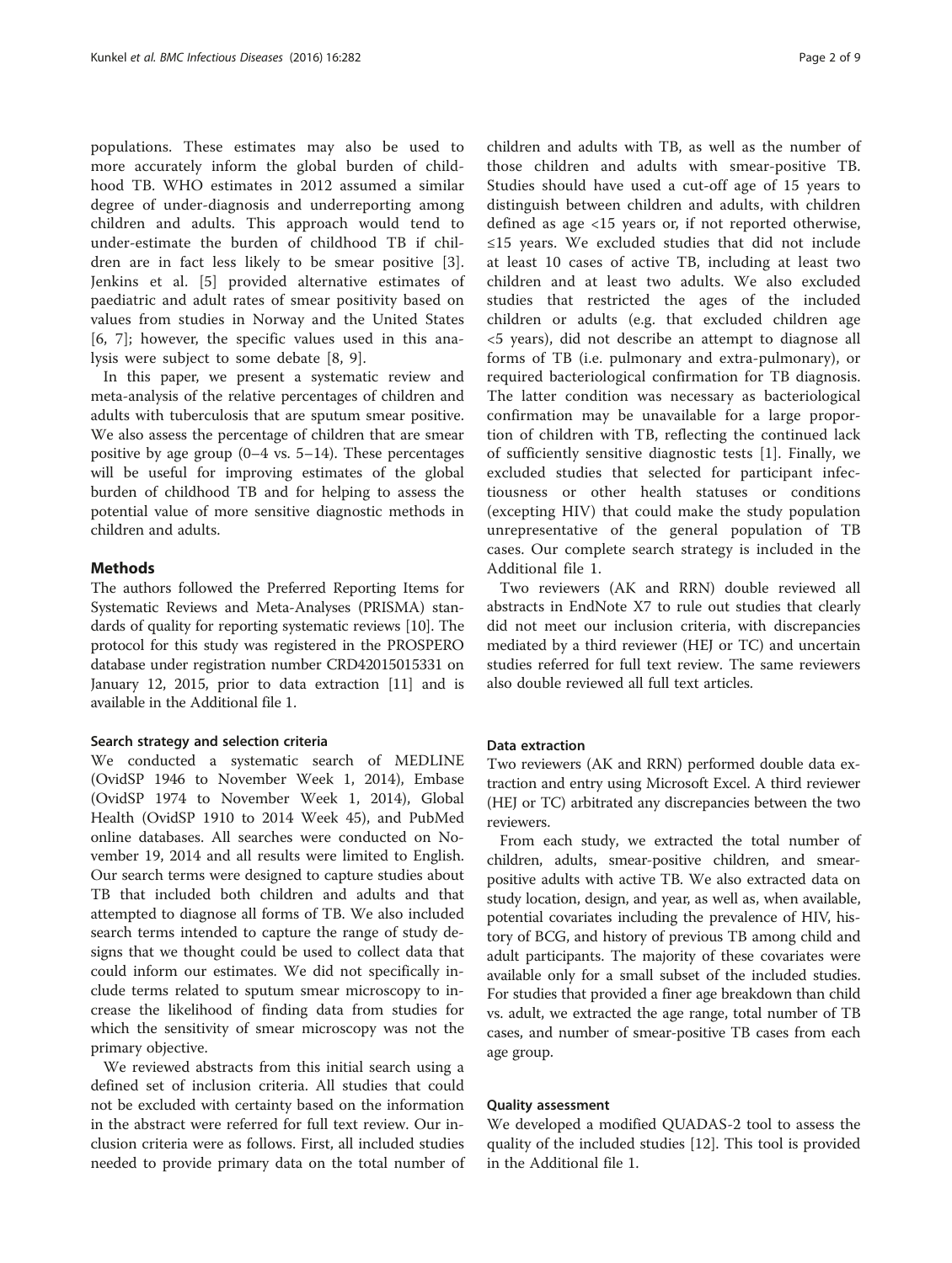populations. These estimates may also be used to more accurately inform the global burden of childhood TB. WHO estimates in 2012 assumed a similar degree of under-diagnosis and underreporting among children and adults. This approach would tend to under-estimate the burden of childhood TB if children are in fact less likely to be smear positive [3]. Jenkins et al. [5] provided alternative estimates of paediatric and adult rates of smear positivity based on values from studies in Norway and the United States [6, 7]; however, the specific values used in this analysis were subject to some debate [8, 9].

In this paper, we present a systematic review and meta-analysis of the relative percentages of children and adults with tuberculosis that are sputum smear positive. We also assess the percentage of children that are smear positive by age group (0–4 vs. 5–14). These percentages will be useful for improving estimates of the global burden of childhood TB and for helping to assess the potential value of more sensitive diagnostic methods in children and adults.

## Methods

The authors followed the Preferred Reporting Items for Systematic Reviews and Meta-Analyses (PRISMA) standards of quality for reporting systematic reviews [10]. The protocol for this study was registered in the PROSPERO database under registration number CRD42015015331 on January 12, 2015, prior to data extraction [11] and is available in the Additional file 1.

### Search strategy and selection criteria

We conducted a systematic search of MEDLINE (OvidSP 1946 to November Week 1, 2014), Embase (OvidSP 1974 to November Week 1, 2014), Global Health (OvidSP 1910 to 2014 Week 45), and PubMed online databases. All searches were conducted on November 19, 2014 and all results were limited to English. Our search terms were designed to capture studies about TB that included both children and adults and that attempted to diagnose all forms of TB. We also included search terms intended to capture the range of study designs that we thought could be used to collect data that could inform our estimates. We did not specifically include terms related to sputum smear microscopy to increase the likelihood of finding data from studies for which the sensitivity of smear microscopy was not the primary objective.

We reviewed abstracts from this initial search using a defined set of inclusion criteria. All studies that could not be excluded with certainty based on the information in the abstract were referred for full text review. Our inclusion criteria were as follows. First, all included studies needed to provide primary data on the total number of children and adults with TB, as well as the number of those children and adults with smear-positive TB. Studies should have used a cut-off age of 15 years to distinguish between children and adults, with children defined as age <15 years or, if not reported otherwise, ≤15 years. We excluded studies that did not include at least 10 cases of active TB, including at least two children and at least two adults. We also excluded studies that restricted the ages of the included children or adults (e.g. that excluded children age <5 years), did not describe an attempt to diagnose all forms of TB (i.e. pulmonary and extra-pulmonary), or required bacteriological confirmation for TB diagnosis. The latter condition was necessary as bacteriological confirmation may be unavailable for a large proportion of children with TB, reflecting the continued lack of sufficiently sensitive diagnostic tests [1]. Finally, we excluded studies that selected for participant infectiousness or other health statuses or conditions (excepting HIV) that could make the study population unrepresentative of the general population of TB cases. Our complete search strategy is included in the Additional file 1.

Two reviewers (AK and RRN) double reviewed all abstracts in EndNote X7 to rule out studies that clearly did not meet our inclusion criteria, with discrepancies mediated by a third reviewer (HEJ or TC) and uncertain studies referred for full text review. The same reviewers also double reviewed all full text articles.

### Data extraction

Two reviewers (AK and RRN) performed double data extraction and entry using Microsoft Excel. A third reviewer (HEJ or TC) arbitrated any discrepancies between the two reviewers.

From each study, we extracted the total number of children, adults, smear-positive children, and smear-positive adults with active TB. We also extracted data on study location, design, and year, as well as, when available, potential covariates including the prevalence of HIV, history of BCG, and history of previous TB among child and adult participants. The majority of these covariates were available only for a small subset of the included studies. For studies that provided a finer age breakdown than child vs. adult, we extracted the age range, total number of TB cases, and number of smear-positive TB cases from each age group.

### Quality assessment

We developed a modified QUADAS-2 tool to assess the quality of the included studies [12]. This tool is provided in the Additional file 1.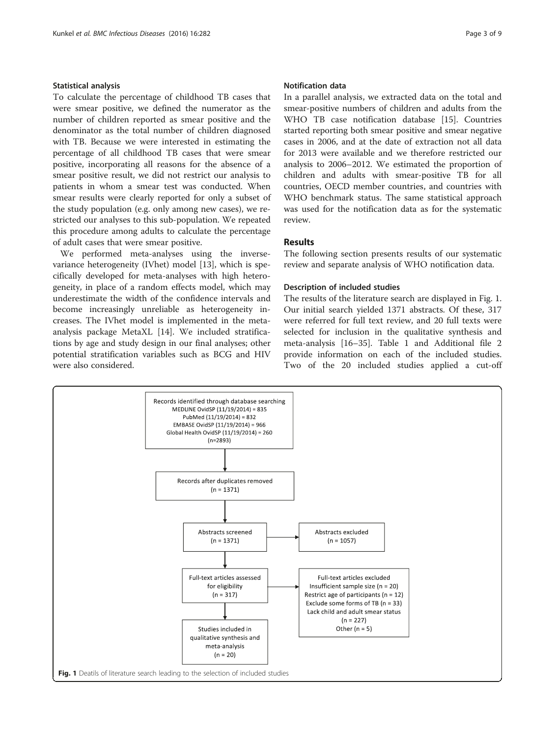### Statistical analysis

To calculate the percentage of childhood TB cases that were smear positive, we defined the numerator as the number of children reported as smear positive and the denominator as the total number of children diagnosed with TB. Because we were interested in estimating the percentage of all childhood TB cases that were smear positive, incorporating all reasons for the absence of a smear positive result, we did not restrict our analysis to patients in whom a smear test was conducted. When smear results were clearly reported for only a subset of the study population (e.g. only among new cases), we restricted our analyses to this sub-population. We repeated this procedure among adults to calculate the percentage of adult cases that were smear positive.

We performed meta-analyses using the inverse-variance heterogeneity (IVhet) model [13], which is specifically developed for meta-analyses with high heterogeneity, in place of a random effects model, which may underestimate the width of the confidence intervals and become increasingly unreliable as heterogeneity increases. The IVhet model is implemented in the meta-analysis package MetaXL [14]. We included stratifications by age and study design in our final analyses; other potential stratification variables such as BCG and HIV were also considered.

### Notification data

In a parallel analysis, we extracted data on the total and smear-positive numbers of children and adults from the WHO TB case notification database [15]. Countries started reporting both smear positive and smear negative cases in 2006, and at the date of extraction not all data for 2013 were available and we therefore restricted our analysis to 2006–2012. We estimated the proportion of children and adults with smear-positive TB for all countries, OECD member countries, and countries with WHO benchmark status. The same statistical approach was used for the notification data as for the systematic review.

## Results

The following section presents results of our systematic review and separate analysis of WHO notification data.

### Description of included studies

The results of the literature search are displayed in Fig. 1. Our initial search yielded 1371 abstracts. Of these, 317 were referred for full text review, and 20 full texts were selected for inclusion in the qualitative synthesis and meta-analysis [16–35]. Table 1 and Additional file 2 provide information on each of the included studies. Two of the 20 included studies applied a cut-off

Records identified through database searching
MEDLINE OvidSP (11/19/2014) = 835
PubMed (11/19/2014) = 832
EMBASE OvidSP (11/19/2014) = 966
Global Health OvidSP (11/19/2014) = 260
(n=2893)

Records after duplicates removed
(n = 1371)

Abstracts screened
(n = 1371)

Abstracts excluded
(n = 1057)

Full-text articles assessed for eligibility
(n = 317)

Full-text articles excluded
Insufficient sample size (n = 20)
Restrict age of participants (n = 12)
Exclude some forms of TB (n = 33)
Lack child and adult smear status (n = 227)
Other (n = 5)

Studies included in qualitative synthesis and meta-analysis
(n = 20)

**Fig. 1** Deatils of literature search leading to the selection of included studies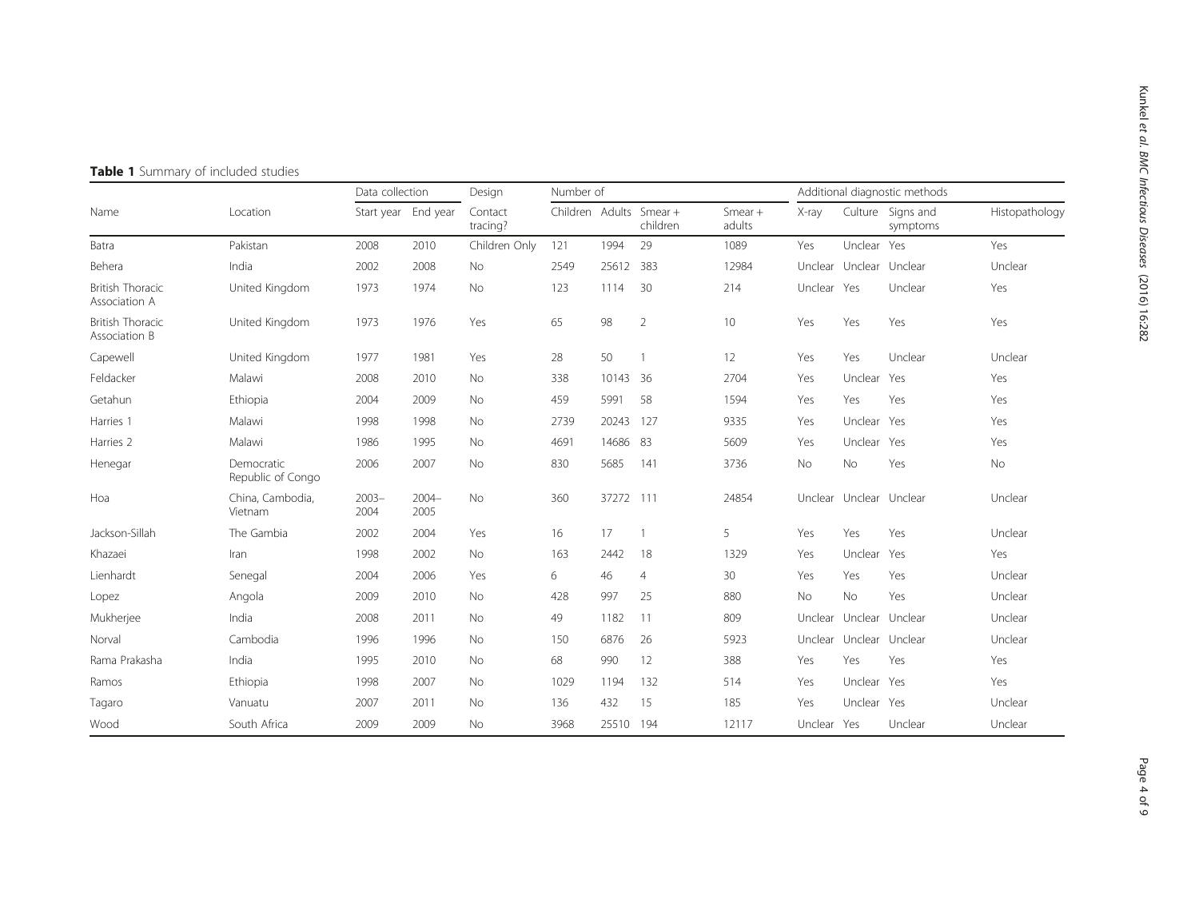**Table 1** Summary of included studies

| Name | Location | Data collection | | Design | Number of | | | | Additional diagnostic methods | | | |
|---|---|---|---|---|---|---|---|---|---|---|---|---|
| | | Start year | End year | Contact tracing? | Children | Adults | Smear + children | Smear + adults | X-ray | Culture | Signs and symptoms | Histopathology |
| Batra | Pakistan | 2008 | 2010 | Children Only | 121 | 1994 | 29 | 1089 | Yes | Unclear | Yes | Yes |
| Behera | India | 2002 | 2008 | No | 2549 | 25612 | 383 | 12984 | Unclear | Unclear | Unclear | Unclear |
| British Thoracic Association A | United Kingdom | 1973 | 1974 | No | 123 | 1114 | 30 | 214 | Unclear | Yes | Unclear | Yes |
| British Thoracic Association B | United Kingdom | 1973 | 1976 | Yes | 65 | 98 | 2 | 10 | Yes | Yes | Yes | Yes |
| Capewell | United Kingdom | 1977 | 1981 | Yes | 28 | 50 | 1 | 12 | Yes | Yes | Unclear | Unclear |
| Feldacker | Malawi | 2008 | 2010 | No | 338 | 10143 | 36 | 2704 | Yes | Unclear | Yes | Yes |
| Getahun | Ethiopia | 2004 | 2009 | No | 459 | 5991 | 58 | 1594 | Yes | Yes | Yes | Yes |
| Harries 1 | Malawi | 1998 | 1998 | No | 2739 | 20243 | 127 | 9335 | Yes | Unclear | Yes | Yes |
| Harries 2 | Malawi | 1986 | 1995 | No | 4691 | 14686 | 83 | 5609 | Yes | Unclear | Yes | Yes |
| Henegar | Democratic Republic of Congo | 2006 | 2007 | No | 830 | 5685 | 141 | 3736 | No | No | Yes | No |
| Hoa | China, Cambodia, Vietnam | 2003–2004 | 2004–2005 | No | 360 | 37272 | 111 | 24854 | Unclear | Unclear | Unclear | Unclear |
| Jackson-Sillah | The Gambia | 2002 | 2004 | Yes | 16 | 17 | 1 | 5 | Yes | Yes | Yes | Unclear |
| Khazaei | Iran | 1998 | 2002 | No | 163 | 2442 | 18 | 1329 | Yes | Unclear | Yes | Yes |
| Lienhardt | Senegal | 2004 | 2006 | Yes | 6 | 46 | 4 | 30 | Yes | Yes | Yes | Unclear |
| Lopez | Angola | 2009 | 2010 | No | 428 | 997 | 25 | 880 | No | No | Yes | Unclear |
| Mukherjee | India | 2008 | 2011 | No | 49 | 1182 | 11 | 809 | Unclear | Unclear | Unclear | Unclear |
| Norval | Cambodia | 1996 | 1996 | No | 150 | 6876 | 26 | 5923 | Unclear | Unclear | Unclear | Unclear |
| Rama Prakasha | India | 1995 | 2010 | No | 68 | 990 | 12 | 388 | Yes | Yes | Yes | Yes |
| Ramos | Ethiopia | 1998 | 2007 | No | 1029 | 1194 | 132 | 514 | Yes | Unclear | Yes | Yes |
| Tagaro | Vanuatu | 2007 | 2011 | No | 136 | 432 | 15 | 185 | Yes | Unclear | Yes | Unclear |
| Wood | South Africa | 2009 | 2009 | No | 3968 | 25510 | 194 | 12117 | Unclear | Yes | Unclear | Unclear |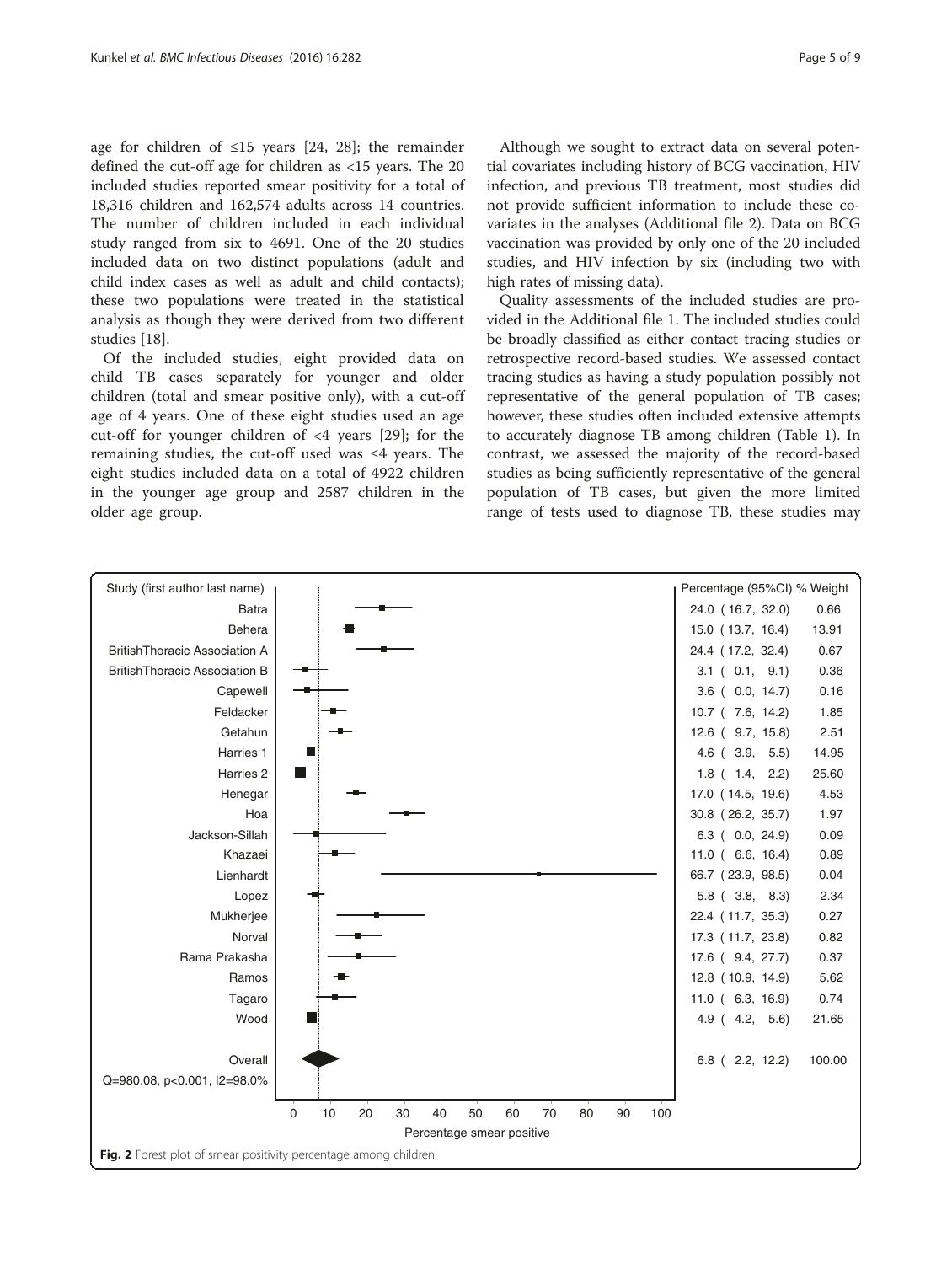age for children of ≤15 years [24, 28]; the remainder defined the cut-off age for children as <15 years. The 20 included studies reported smear positivity for a total of 18,316 children and 162,574 adults across 14 countries. The number of children included in each individual study ranged from six to 4691. One of the 20 studies included data on two distinct populations (adult and child index cases as well as adult and child contacts); these two populations were treated in the statistical analysis as though they were derived from two different studies [18].

Of the included studies, eight provided data on child TB cases separately for younger and older children (total and smear positive only), with a cut-off age of 4 years. One of these eight studies used an age cut-off for younger children of <4 years [29]; for the remaining studies, the cut-off used was ≤4 years. The eight studies included data on a total of 4922 children in the younger age group and 2587 children in the older age group.

Although we sought to extract data on several potential covariates including history of BCG vaccination, HIV infection, and previous TB treatment, most studies did not provide sufficient information to include these covariates in the analyses (Additional file 2). Data on BCG vaccination was provided by only one of the 20 included studies, and HIV infection by six (including two with high rates of missing data).

Quality assessments of the included studies are provided in the Additional file 1. The included studies could be broadly classified as either contact tracing studies or retrospective record-based studies. We assessed contact tracing studies as having a study population possibly not representative of the general population of TB cases; however, these studies often included extensive attempts to accurately diagnose TB among children (Table 1). In contrast, we assessed the majority of the record-based studies as being sufficiently representative of the general population of TB cases, but given the more limited range of tests used to diagnose TB, these studies may

| Study (first author last name) | Percentage (95%CI) | % Weight |
|---|---|---|
| Batra | 24.0 (16.7, 32.0) | 0.66 |
| Behera | 15.0 (13.7, 16.4) | 13.91 |
| BritishThoracic Association A | 24.4 (17.2, 32.4) | 0.67 |
| BritishThoracic Association B | 3.1 (0.1, 9.1) | 0.36 |
| Capewell | 3.6 (0.0, 14.7) | 0.16 |
| Feldacker | 10.7 (7.6, 14.2) | 1.85 |
| Getahun | 12.6 (9.7, 15.8) | 2.51 |
| Harries 1 | 4.6 (3.9, 5.5) | 14.95 |
| Harries 2 | 1.8 (1.4, 2.2) | 25.60 |
| Henegar | 17.0 (14.5, 19.6) | 4.53 |
| Hoa | 30.8 (26.2, 35.7) | 1.97 |
| Jackson-Sillah | 6.3 (0.0, 24.9) | 0.09 |
| Khazaei | 11.0 (6.6, 16.4) | 0.89 |
| Lienhardt | 66.7 (23.9, 98.5) | 0.04 |
| Lopez | 5.8 (3.8, 8.3) | 2.34 |
| Mukherjee | 22.4 (11.7, 35.3) | 0.27 |
| Norval | 17.3 (11.7, 23.8) | 0.82 |
| Rama Prakasha | 17.6 (9.4, 27.7) | 0.37 |
| Ramos | 12.8 (10.9, 14.9) | 5.62 |
| Tagaro | 11.0 (6.3, 16.9) | 0.74 |
| Wood | 4.9 (4.2, 5.6) | 21.65 |
| Overall | 6.8 (2.2, 12.2) | 100.00 |

Q=980.08, p<0.001, I2=98.0%

Percentage smear positive

**Fig. 2** Forest plot of smear positivity percentage among children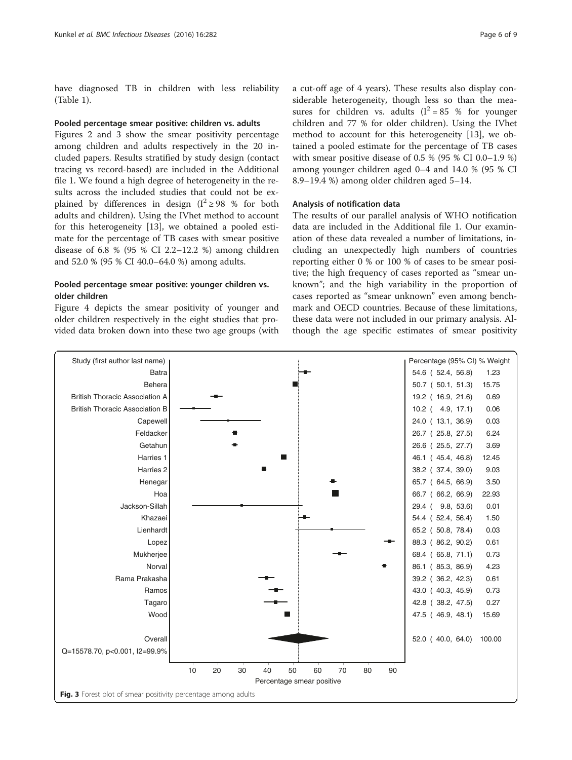have diagnosed TB in children with less reliability (Table 1).

### Pooled percentage smear positive: children vs. adults

Figures 2 and 3 show the smear positivity percentage among children and adults respectively in the 20 included papers. Results stratified by study design (contact tracing vs record-based) are included in the Additional file 1. We found a high degree of heterogeneity in the results across the included studies that could not be explained by differences in design ($I^2 \geq 98$ % for both adults and children). Using the IVhet method to account for this heterogeneity [13], we obtained a pooled estimate for the percentage of TB cases with smear positive disease of 6.8 % (95 % CI 2.2–12.2 %) among children and 52.0 % (95 % CI 40.0–64.0 %) among adults.

### Pooled percentage smear positive: younger children vs. older children

Figure 4 depicts the smear positivity of younger and older children respectively in the eight studies that provided data broken down into these two age groups (with a cut-off age of 4 years). These results also display considerable heterogeneity, though less so than the measures for children vs. adults ($I^2 = 85$ % for younger children and 77 % for older children). Using the IVhet method to account for this heterogeneity [13], we obtained a pooled estimate for the percentage of TB cases with smear positive disease of 0.5 % (95 % CI 0.0–1.9 %) among younger children aged 0–4 and 14.0 % (95 % CI 8.9–19.4 %) among older children aged 5–14.

### Analysis of notification data

The results of our parallel analysis of WHO notification data are included in the Additional file 1. Our examination of these data revealed a number of limitations, including an unexpectedly high numbers of countries reporting either 0 % or 100 % of cases to be smear positive; the high frequency of cases reported as "smear unknown"; and the high variability in the proportion of cases reported as "smear unknown" even among benchmark and OECD countries. Because of these limitations, these data were not included in our primary analysis. Although the age specific estimates of smear positivity

| Study (first author last name) | Percentage (95% CI) | % Weight |
|---|---|---|
| Batra | 54.6 ( 52.4, 56.8) | 1.23 |
| Behera | 50.7 ( 50.1, 51.3) | 15.75 |
| British Thoracic Association A | 19.2 ( 16.9, 21.6) | 0.69 |
| British Thoracic Association B | 10.2 ( 4.9, 17.1) | 0.06 |
| Capewell | 24.0 ( 13.1, 36.9) | 0.03 |
| Feldacker | 26.7 ( 25.8, 27.5) | 6.24 |
| Getahun | 26.6 ( 25.5, 27.7) | 3.69 |
| Harries 1 | 46.1 ( 45.4, 46.8) | 12.45 |
| Harries 2 | 38.2 ( 37.4, 39.0) | 9.03 |
| Henegar | 65.7 ( 64.5, 66.9) | 3.50 |
| Hoa | 66.7 ( 66.2, 66.9) | 22.93 |
| Jackson-Sillah | 29.4 ( 9.8, 53.6) | 0.01 |
| Khazaei | 54.4 ( 52.4, 56.4) | 1.50 |
| Lienhardt | 65.2 ( 50.8, 78.4) | 0.03 |
| Lopez | 88.3 ( 86.2, 90.2) | 0.61 |
| Mukherjee | 68.4 ( 65.8, 71.1) | 0.73 |
| Norval | 86.1 ( 85.3, 86.9) | 4.23 |
| Rama Prakasha | 39.2 ( 36.2, 42.3) | 0.61 |
| Ramos | 43.0 ( 40.3, 45.9) | 0.73 |
| Tagaro | 42.8 ( 38.2, 47.5) | 0.27 |
| Wood | 47.5 ( 46.9, 48.1) | 15.69 |
| Overall | 52.0 ( 40.0, 64.0) | 100.00 |

Q=15578.70, p<0.001, I2=99.9%

Percentage smear positive

**Fig. 3** Forest plot of smear positivity percentage among adults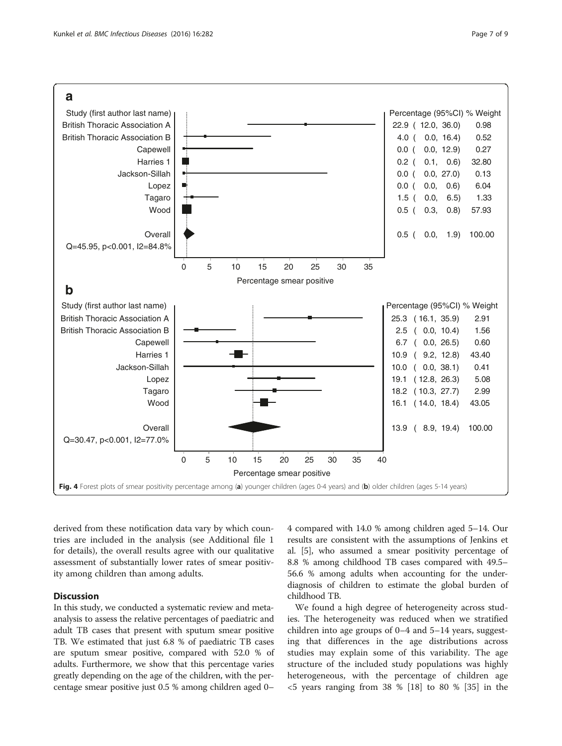| Study (first author last name) | Percentage (95%CI) | % Weight |
|---|---|---|
| British Thoracic Association A | 22.9 ( 12.0, 36.0) | 0.98 |
| British Thoracic Association B | 4.0 ( 0.0, 16.4) | 0.52 |
| Capewell | 0.0 ( 0.0, 12.9) | 0.27 |
| Harries 1 | 0.2 ( 0.1, 0.6) | 32.80 |
| Jackson-Sillah | 0.0 ( 0.0, 27.0) | 0.13 |
| Lopez | 0.0 ( 0.0, 0.6) | 6.04 |
| Tagaro | 1.5 ( 0.0, 6.5) | 1.33 |
| Wood | 0.5 ( 0.3, 0.8) | 57.93 |
| Overall | 0.5 ( 0.0, 1.9) | 100.00 |

Q=45.95, p<0.001, I2=84.8%

| Study (first author last name) | Percentage (95%CI) | % Weight |
|---|---|---|
| British Thoracic Association A | 25.3 ( 16.1, 35.9) | 2.91 |
| British Thoracic Association B | 2.5 ( 0.0, 10.4) | 1.56 |
| Capewell | 6.7 ( 0.0, 26.5) | 0.60 |
| Harries 1 | 10.9 ( 9.2, 12.8) | 43.40 |
| Jackson-Sillah | 10.0 ( 0.0, 38.1) | 0.41 |
| Lopez | 19.1 ( 12.8, 26.3) | 5.08 |
| Tagaro | 18.2 ( 10.3, 27.7) | 2.99 |
| Wood | 16.1 ( 14.0, 18.4) | 43.05 |
| Overall | 13.9 ( 8.9, 19.4) | 100.00 |

Q=30.47, p<0.001, I2=77.0%

**Fig. 4** Forest plots of smear positivity percentage among (**a**) younger children (ages 0-4 years) and (**b**) older children (ages 5-14 years)

derived from these notification data vary by which countries are included in the analysis (see Additional file 1 for details), the overall results agree with our qualitative assessment of substantially lower rates of smear positivity among children than among adults.

## Discussion

In this study, we conducted a systematic review and meta-analysis to assess the relative percentages of paediatric and adult TB cases that present with sputum smear positive TB. We estimated that just 6.8 % of paediatric TB cases are sputum smear positive, compared with 52.0 % of adults. Furthermore, we show that this percentage varies greatly depending on the age of the children, with the percentage smear positive just 0.5 % among children aged 0–4 compared with 14.0 % among children aged 5–14. Our results are consistent with the assumptions of Jenkins et al. [5], who assumed a smear positivity percentage of 8.8 % among childhood TB cases compared with 49.5–56.6 % among adults when accounting for the underdiagnosis of children to estimate the global burden of childhood TB.

We found a high degree of heterogeneity across studies. The heterogeneity was reduced when we stratified children into age groups of 0–4 and 5–14 years, suggesting that differences in the age distributions across studies may explain some of this variability. The age structure of the included study populations was highly heterogeneous, with the percentage of children age <5 years ranging from 38 % [18] to 80 % [35] in the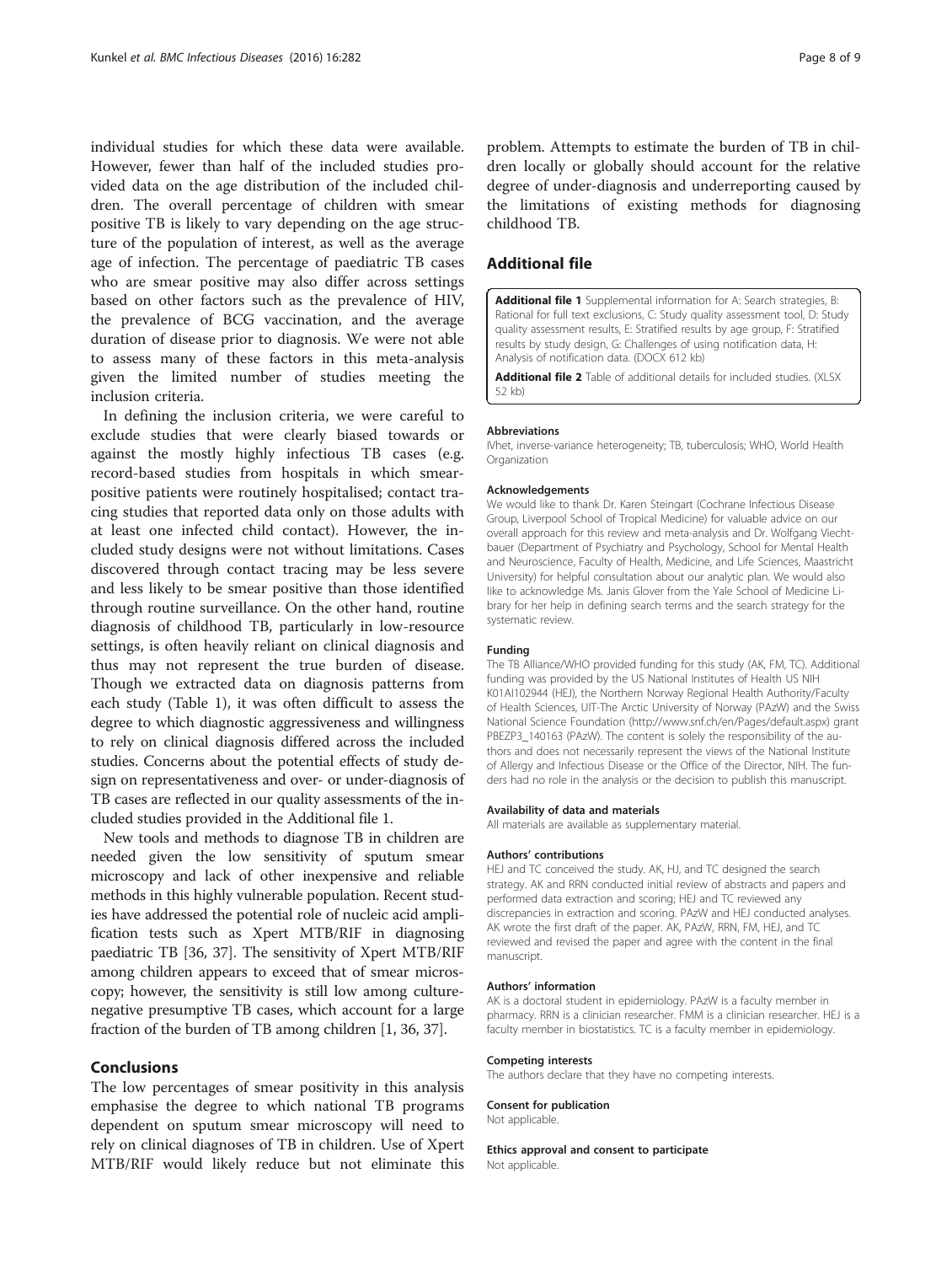individual studies for which these data were available. However, fewer than half of the included studies provided data on the age distribution of the included children. The overall percentage of children with smear positive TB is likely to vary depending on the age structure of the population of interest, as well as the average age of infection. The percentage of paediatric TB cases who are smear positive may also differ across settings based on other factors such as the prevalence of HIV, the prevalence of BCG vaccination, and the average duration of disease prior to diagnosis. We were not able to assess many of these factors in this meta-analysis given the limited number of studies meeting the inclusion criteria.

In defining the inclusion criteria, we were careful to exclude studies that were clearly biased towards or against the mostly highly infectious TB cases (e.g. record-based studies from hospitals in which smear-positive patients were routinely hospitalised; contact tracing studies that reported data only on those adults with at least one infected child contact). However, the included study designs were not without limitations. Cases discovered through contact tracing may be less severe and less likely to be smear positive than those identified through routine surveillance. On the other hand, routine diagnosis of childhood TB, particularly in low-resource settings, is often heavily reliant on clinical diagnosis and thus may not represent the true burden of disease. Though we extracted data on diagnosis patterns from each study (Table 1), it was often difficult to assess the degree to which diagnostic aggressiveness and willingness to rely on clinical diagnosis differed across the included studies. Concerns about the potential effects of study design on representativeness and over- or under-diagnosis of TB cases are reflected in our quality assessments of the included studies provided in the Additional file 1.

New tools and methods to diagnose TB in children are needed given the low sensitivity of sputum smear microscopy and lack of other inexpensive and reliable methods in this highly vulnerable population. Recent studies have addressed the potential role of nucleic acid amplification tests such as Xpert MTB/RIF in diagnosing paediatric TB [36, 37]. The sensitivity of Xpert MTB/RIF among children appears to exceed that of smear microscopy; however, the sensitivity is still low among culture-negative presumptive TB cases, which account for a large fraction of the burden of TB among children [1, 36, 37].

## Conclusions

The low percentages of smear positivity in this analysis emphasise the degree to which national TB programs dependent on sputum smear microscopy will need to rely on clinical diagnoses of TB in children. Use of Xpert MTB/RIF would likely reduce but not eliminate this problem. Attempts to estimate the burden of TB in children locally or globally should account for the relative degree of under-diagnosis and underreporting caused by the limitations of existing methods for diagnosing childhood TB.

## Additional file

**Additional file 1** Supplemental information for A: Search strategies, B: Rational for full text exclusions, C: Study quality assessment tool, D: Study quality assessment results, E: Stratified results by age group, F: Stratified results by study design, G: Challenges of using notification data, H: Analysis of notification data. (DOCX 612 kb)

**Additional file 2** Table of additional details for included studies. (XLSX 52 kb)

#### Abbreviations

IVhet, inverse-variance heterogeneity; TB, tuberculosis; WHO, World Health Organization

#### Acknowledgements

We would like to thank Dr. Karen Steingart (Cochrane Infectious Disease Group, Liverpool School of Tropical Medicine) for valuable advice on our overall approach for this review and meta-analysis and Dr. Wolfgang Viechtbauer (Department of Psychiatry and Psychology, School for Mental Health and Neuroscience, Faculty of Health, Medicine, and Life Sciences, Maastricht University) for helpful consultation about our analytic plan. We would also like to acknowledge Ms. Janis Glover from the Yale School of Medicine Library for her help in defining search terms and the search strategy for the systematic review.

#### Funding

The TB Alliance/WHO provided funding for this study (AK, FM, TC). Additional funding was provided by the US National Institutes of Health US NIH K01AI102944 (HEJ), the Northern Norway Regional Health Authority/Faculty of Health Sciences, UIT-The Arctic University of Norway (PAzW) and the Swiss National Science Foundation (http://www.snf.ch/en/Pages/default.aspx) grant PBEZP3_140163 (PAzW). The content is solely the responsibility of the authors and does not necessarily represent the views of the National Institute of Allergy and Infectious Disease or the Office of the Director, NIH. The funders had no role in the analysis or the decision to publish this manuscript.

#### Availability of data and materials

All materials are available as supplementary material.

#### Authors' contributions

HEJ and TC conceived the study. AK, HJ, and TC designed the search strategy. AK and RRN conducted initial review of abstracts and papers and performed data extraction and scoring; HEJ and TC reviewed any discrepancies in extraction and scoring. PAzW and HEJ conducted analyses. AK wrote the first draft of the paper. AK, PAzW, RRN, FM, HEJ, and TC reviewed and revised the paper and agree with the content in the final manuscript.

#### Authors' information

AK is a doctoral student in epidemiology. PAzW is a faculty member in pharmacy. RRN is a clinician researcher. FMM is a clinician researcher. HEJ is a faculty member in biostatistics. TC is a faculty member in epidemiology.

#### Competing interests

The authors declare that they have no competing interests.

#### Consent for publication

Not applicable.

#### Ethics approval and consent to participate

Not applicable.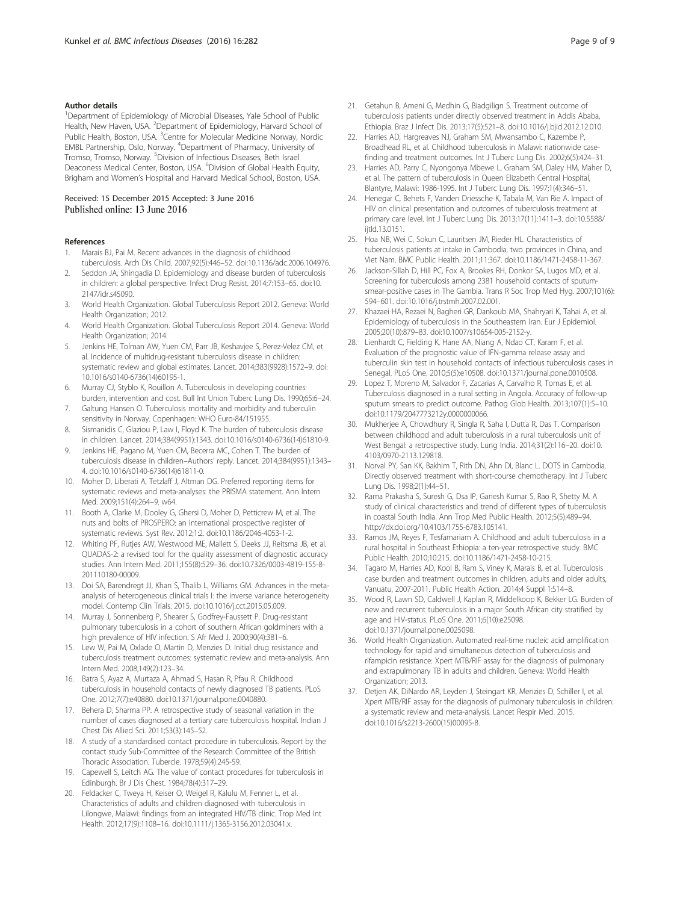#### Author details

[1]Department of Epidemiology of Microbial Diseases, Yale School of Public Health, New Haven, USA. [2]Department of Epidemiology, Harvard School of Public Health, Boston, USA. [3]Centre for Molecular Medicine Norway, Nordic EMBL Partnership, Oslo, Norway. [4]Department of Pharmacy, University of Tromso, Tromso, Norway. [5]Division of Infectious Diseases, Beth Israel Deaconess Medical Center, Boston, USA. [6]Division of Global Health Equity, Brigham and Women's Hospital and Harvard Medical School, Boston, USA.

Received: 15 December 2015 Accepted: 3 June 2016
Published online: 13 June 2016

#### References

1. Marais BJ, Pai M. Recent advances in the diagnosis of childhood tuberculosis. Arch Dis Child. 2007;92(5):446–52. doi:10.1136/adc.2006.104976.
2. Seddon JA, Shingadia D. Epidemiology and disease burden of tuberculosis in children: a global perspective. Infect Drug Resist. 2014;7:153–65. doi:10.2147/idr.s45090.
3. World Health Organization. Global Tuberculosis Report 2012. Geneva: World Health Organization; 2012.
4. World Health Organization. Global Tuberculosis Report 2014. Geneva: World Health Organization; 2014.
5. Jenkins HE, Tolman AW, Yuen CM, Parr JB, Keshavjee S, Perez-Velez CM, et al. Incidence of multidrug-resistant tuberculosis disease in children: systematic review and global estimates. Lancet. 2014;383(9928):1572–9. doi:10.1016/s0140-6736(14)60195-1.
6. Murray CJ, Styblo K, Rouillon A. Tuberculosis in developing countries: burden, intervention and cost. Bull Int Union Tuberc Lung Dis. 1990;65:6–24.
7. Galtung Hansen O. Tuberculosis mortality and morbidity and tuberculin sensitivity in Norway. Copenhagen: WHO Euro-84/151955.
8. Sismanidis C, Glaziou P, Law I, Floyd K. The burden of tuberculosis disease in children. Lancet. 2014;384(9951):1343. doi:10.1016/s0140-6736(14)61810-9.
9. Jenkins HE, Pagano M, Yuen CM, Becerra MC, Cohen T. The burden of tuberculosis disease in children–Authors' reply. Lancet. 2014;384(9951):1343–4. doi:10.1016/s0140-6736(14)61811-0.
10. Moher D, Liberati A, Tetzlaff J, Altman DG. Preferred reporting items for systematic reviews and meta-analyses: the PRISMA statement. Ann Intern Med. 2009;151(4):264–9. w64.
11. Booth A, Clarke M, Dooley G, Ghersi D, Moher D, Petticrew M, et al. The nuts and bolts of PROSPERO: an international prospective register of systematic reviews. Syst Rev. 2012;1:2. doi:10.1186/2046-4053-1-2.
12. Whiting PF, Rutjes AW, Westwood ME, Mallett S, Deeks JJ, Reitsma JB, et al. QUADAS-2: a revised tool for the quality assessment of diagnostic accuracy studies. Ann Intern Med. 2011;155(8):529–36. doi:10.7326/0003-4819-155-8-201110180-00009.
13. Doi SA, Barendregt JJ, Khan S, Thalib L, Williams GM. Advances in the meta-analysis of heterogeneous clinical trials I: the inverse variance heterogeneity model. Contemp Clin Trials. 2015. doi:10.1016/j.cct.2015.05.009.
14. Murray J, Sonnenberg P, Shearer S, Godfrey-Faussett P. Drug-resistant pulmonary tuberculosis in a cohort of southern African goldminers with a high prevalence of HIV infection. S Afr Med J. 2000;90(4):381–6.
15. Lew W, Pai M, Oxlade O, Martin D, Menzies D. Initial drug resistance and tuberculosis treatment outcomes: systematic review and meta-analysis. Ann Intern Med. 2008;149(2):123–34.
16. Batra S, Ayaz A, Murtaza A, Ahmad S, Hasan R, Pfau R. Childhood tuberculosis in household contacts of newly diagnosed TB patients. PLoS One. 2012;7(7):e40880. doi:10.1371/journal.pone.0040880.
17. Behera D, Sharma PP. A retrospective study of seasonal variation in the number of cases diagnosed at a tertiary care tuberculosis hospital. Indian J Chest Dis Allied Sci. 2011;53(3):145–52.
18. A study of a standardised contact procedure in tuberculosis. Report by the contact study Sub-Committee of the Research Committee of the British Thoracic Association. Tubercle. 1978;59(4):245-59.
19. Capewell S, Leitch AG. The value of contact procedures for tuberculosis in Edinburgh. Br J Dis Chest. 1984;78(4):317–29.
20. Feldacker C, Tweya H, Keiser O, Weigel R, Kalulu M, Fenner L, et al. Characteristics of adults and children diagnosed with tuberculosis in Lilongwe, Malawi: findings from an integrated HIV/TB clinic. Trop Med Int Health. 2012;17(9):1108–16. doi:10.1111/j.1365-3156.2012.03041.x.
21. Getahun B, Ameni G, Medhin G, Biadgilign S. Treatment outcome of tuberculosis patients under directly observed treatment in Addis Ababa, Ethiopia. Braz J Infect Dis. 2013;17(5):521–8. doi:10.1016/j.bjid.2012.12.010.
22. Harries AD, Hargreaves NJ, Graham SM, Mwansambo C, Kazembe P, Broadhead RL, et al. Childhood tuberculosis in Malawi: nationwide case-finding and treatment outcomes. Int J Tuberc Lung Dis. 2002;6(5):424–31.
23. Harries AD, Parry C, Nyongonya Mbewe L, Graham SM, Daley HM, Maher D, et al. The pattern of tuberculosis in Queen Elizabeth Central Hospital, Blantyre, Malawi: 1986-1995. Int J Tuberc Lung Dis. 1997;1(4):346–51.
24. Henegar C, Behets F, Vanden Driessche K, Tabala M, Van Rie A. Impact of HIV on clinical presentation and outcomes of tuberculosis treatment at primary care level. Int J Tuberc Lung Dis. 2013;17(11):1411–3. doi:10.5588/ijtld.13.0151.
25. Hoa NB, Wei C, Sokun C, Lauritsen JM, Rieder HL. Characteristics of tuberculosis patients at intake in Cambodia, two provinces in China, and Viet Nam. BMC Public Health. 2011;11:367. doi:10.1186/1471-2458-11-367.
26. Jackson-Sillah D, Hill PC, Fox A, Brookes RH, Donkor SA, Lugos MD, et al. Screening for tuberculosis among 2381 household contacts of sputum-smear-positive cases in The Gambia. Trans R Soc Trop Med Hyg. 2007;101(6):594–601. doi:10.1016/j.trstmh.2007.02.001.
27. Khazaei HA, Rezaei N, Bagheri GR, Dankoub MA, Shahryari K, Tahai A, et al. Epidemiology of tuberculosis in the Southeastern Iran. Eur J Epidemiol. 2005;20(10):879–83. doi:10.1007/s10654-005-2152-y.
28. Lienhardt C, Fielding K, Hane AA, Niang A, Ndao CT, Karam F, et al. Evaluation of the prognostic value of IFN-gamma release assay and tuberculin skin test in household contacts of infectious tuberculosis cases in Senegal. PLoS One. 2010;5(5):e10508. doi:10.1371/journal.pone.0010508.
29. Lopez T, Moreno M, Salvador F, Zacarias A, Carvalho R, Tomas E, et al. Tuberculosis diagnosed in a rural setting in Angola. Accuracy of follow-up sputum smears to predict outcome. Pathog Glob Health. 2013;107(1):5–10. doi:10.1179/2047773212y.0000000066.
30. Mukherjee A, Chowdhury R, Singla R, Saha I, Dutta R, Das T. Comparison between childhood and adult tuberculosis in a rural tuberculosis unit of West Bengal: a retrospective study. Lung India. 2014;31(2):116–20. doi:10.4103/0970-2113.129818.
31. Norval PY, San KK, Bakhim T, Rith DN, Ahn DI, Blanc L. DOTS in Cambodia. Directly observed treatment with short-course chemotherapy. Int J Tuberc Lung Dis. 1998;2(1):44–51.
32. Rama Prakasha S, Suresh G, Dsa IP, Ganesh Kumar S, Rao R, Shetty M. A study of clinical characteristics and trend of different types of tuberculosis in coastal South India. Ann Trop Med Public Health. 2012;5(5):489–94. http://dx.doi.org/10.4103/1755-6783.105141.
33. Ramos JM, Reyes F, Tesfamariam A. Childhood and adult tuberculosis in a rural hospital in Southeast Ethiopia: a ten-year retrospective study. BMC Public Health. 2010;10:215. doi:10.1186/1471-2458-10-215.
34. Tagaro M, Harries AD, Kool B, Ram S, Viney K, Marais B, et al. Tuberculosis case burden and treatment outcomes in children, adults and older adults, Vanuatu, 2007-2011. Public Health Action. 2014;4 Suppl 1:S14–8.
35. Wood R, Lawn SD, Caldwell J, Kaplan R, Middelkoop K, Bekker LG. Burden of new and recurrent tuberculosis in a major South African city stratified by age and HIV-status. PLoS One. 2011;6(10):e25098. doi:10.1371/journal.pone.0025098.
36. World Health Organization. Automated real-time nucleic acid amplification technology for rapid and simultaneous detection of tuberculosis and rifampicin resistance: Xpert MTB/RIF assay for the diagnosis of pulmonary and extrapulmonary TB in adults and children. Geneva: World Health Organization; 2013.
37. Detjen AK, DiNardo AR, Leyden J, Steingart KR, Menzies D, Schiller I, et al. Xpert MTB/RIF assay for the diagnosis of pulmonary tuberculosis in children: a systematic review and meta-analysis. Lancet Respir Med. 2015. doi:10.1016/s2213-2600(15)00095-8.